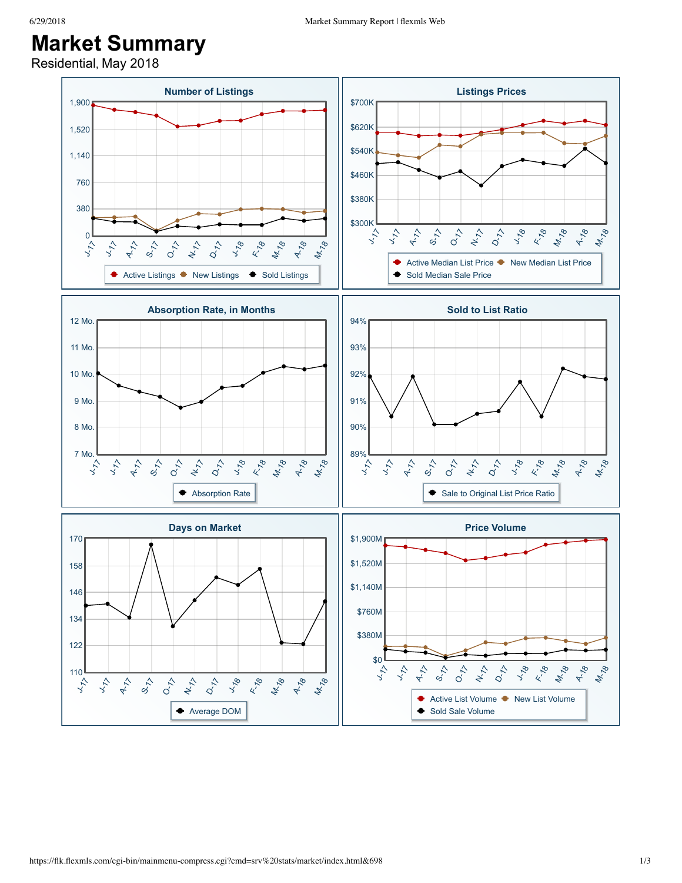# Market Summary

Residential, May 2018

### Number of Listings

1,900
1,520
1,140
760
380
0

J-17 J-17 A-17 S-17 O-17 N-17 D-17 J-18 F-18 M-18 A-18 M-18

Active Listings · New Listings · Sold Listings

### Listings Prices

$700K
$620K
$540K
$460K
$380K
$300K

J-17 J-17 A-17 S-17 O-17 N-17 D-17 J-18 F-18 M-18 A-18 M-18

Active Median List Price · New Median List Price · Sold Median Sale Price

### Absorption Rate, in Months

12 Mo.
11 Mo.
10 Mo.
9 Mo.
8 Mo.
7 Mo.

J-17 J-17 A-17 S-17 O-17 N-17 D-17 J-18 F-18 M-18 A-18 M-18

Absorption Rate

### Sold to List Ratio

94%
93%
92%
91%
90%
89%

J-17 J-17 A-17 S-17 O-17 N-17 D-17 J-18 F-18 M-18 A-18 M-18

Sale to Original List Price Ratio

### Days on Market

170
158
146
134
122
110

J-17 J-17 A-17 S-17 O-17 N-17 D-17 J-18 F-18 M-18 A-18 M-18

Average DOM

### Price Volume

$1,900M
$1,520M
$1,140M
$760M
$380M
$0

J-17 J-17 A-17 S-17 O-17 N-17 D-17 J-18 F-18 M-18 A-18 M-18

Active List Volume · New List Volume · Sold Sale Volume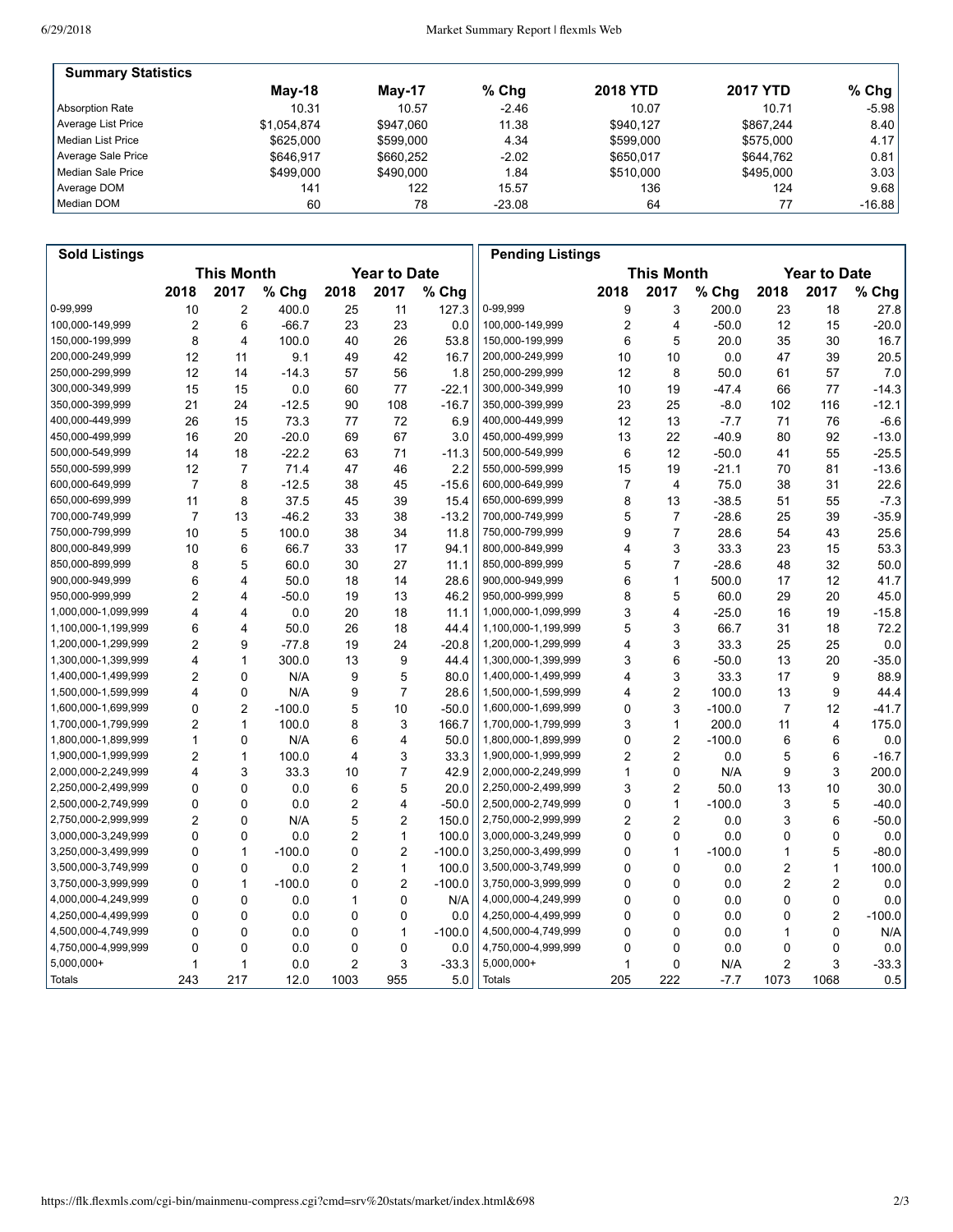## Summary Statistics

| | May-18 | May-17 | % Chg | 2018 YTD | 2017 YTD | % Chg |
|---|---|---|---|---|---|---|
| Absorption Rate | 10.31 | 10.57 | -2.46 | 10.07 | 10.71 | -5.98 |
| Average List Price | $1,054,874 | $947,060 | 11.38 | $940,127 | $867,244 | 8.40 |
| Median List Price | $625,000 | $599,000 | 4.34 | $599,000 | $575,000 | 4.17 |
| Average Sale Price | $646,917 | $660,252 | -2.02 | $650,017 | $644,762 | 0.81 |
| Median Sale Price | $499,000 | $490,000 | 1.84 | $510,000 | $495,000 | 3.03 |
| Average DOM | 141 | 122 | 15.57 | 136 | 124 | 9.68 |
| Median DOM | 60 | 78 | -23.08 | 64 | 77 | -16.88 |

## Sold Listings

| | This Month | | | Year to Date | | |
|---|---|---|---|---|---|---|
| | 2018 | 2017 | % Chg | 2018 | 2017 | % Chg |
| 0-99,999 | 10 | 2 | 400.0 | 25 | 11 | 127.3 |
| 100,000-149,999 | 2 | 6 | -66.7 | 23 | 23 | 0.0 |
| 150,000-199,999 | 8 | 4 | 100.0 | 40 | 26 | 53.8 |
| 200,000-249,999 | 12 | 11 | 9.1 | 49 | 42 | 16.7 |
| 250,000-299,999 | 12 | 14 | -14.3 | 57 | 56 | 1.8 |
| 300,000-349,999 | 15 | 15 | 0.0 | 60 | 77 | -22.1 |
| 350,000-399,999 | 21 | 24 | -12.5 | 90 | 108 | -16.7 |
| 400,000-449,999 | 26 | 15 | 73.3 | 77 | 72 | 6.9 |
| 450,000-499,999 | 16 | 20 | -20.0 | 69 | 67 | 3.0 |
| 500,000-549,999 | 14 | 18 | -22.2 | 63 | 71 | -11.3 |
| 550,000-599,999 | 12 | 7 | 71.4 | 47 | 46 | 2.2 |
| 600,000-649,999 | 7 | 8 | -12.5 | 38 | 45 | -15.6 |
| 650,000-699,999 | 11 | 8 | 37.5 | 45 | 39 | 15.4 |
| 700,000-749,999 | 7 | 13 | -46.2 | 33 | 38 | -13.2 |
| 750,000-799,999 | 10 | 5 | 100.0 | 38 | 34 | 11.8 |
| 800,000-849,999 | 10 | 6 | 66.7 | 33 | 17 | 94.1 |
| 850,000-899,999 | 8 | 5 | 60.0 | 30 | 27 | 11.1 |
| 900,000-949,999 | 6 | 4 | 50.0 | 18 | 14 | 28.6 |
| 950,000-999,999 | 2 | 4 | -50.0 | 19 | 13 | 46.2 |
| 1,000,000-1,099,999 | 4 | 4 | 0.0 | 20 | 18 | 11.1 |
| 1,100,000-1,199,999 | 6 | 4 | 50.0 | 26 | 18 | 44.4 |
| 1,200,000-1,299,999 | 2 | 9 | -77.8 | 19 | 24 | -20.8 |
| 1,300,000-1,399,999 | 4 | 1 | 300.0 | 13 | 9 | 44.4 |
| 1,400,000-1,499,999 | 2 | 0 | N/A | 9 | 5 | 80.0 |
| 1,500,000-1,599,999 | 4 | 0 | N/A | 9 | 7 | 28.6 |
| 1,600,000-1,699,999 | 0 | 2 | -100.0 | 5 | 10 | -50.0 |
| 1,700,000-1,799,999 | 2 | 1 | 100.0 | 8 | 3 | 166.7 |
| 1,800,000-1,899,999 | 1 | 0 | N/A | 6 | 4 | 50.0 |
| 1,900,000-1,999,999 | 2 | 1 | 100.0 | 4 | 3 | 33.3 |
| 2,000,000-2,249,999 | 4 | 3 | 33.3 | 10 | 7 | 42.9 |
| 2,250,000-2,499,999 | 0 | 0 | 0.0 | 6 | 5 | 20.0 |
| 2,500,000-2,749,999 | 0 | 0 | 0.0 | 2 | 4 | -50.0 |
| 2,750,000-2,999,999 | 2 | 0 | N/A | 5 | 2 | 150.0 |
| 3,000,000-3,249,999 | 0 | 0 | 0.0 | 2 | 1 | 100.0 |
| 3,250,000-3,499,999 | 0 | 1 | -100.0 | 0 | 2 | -100.0 |
| 3,500,000-3,749,999 | 0 | 0 | 0.0 | 2 | 1 | 100.0 |
| 3,750,000-3,999,999 | 0 | 1 | -100.0 | 0 | 2 | -100.0 |
| 4,000,000-4,249,999 | 0 | 0 | 0.0 | 1 | 0 | N/A |
| 4,250,000-4,499,999 | 0 | 0 | 0.0 | 0 | 0 | 0.0 |
| 4,500,000-4,749,999 | 0 | 0 | 0.0 | 0 | 1 | -100.0 |
| 4,750,000-4,999,999 | 0 | 0 | 0.0 | 0 | 0 | 0.0 |
| 5,000,000+ | 1 | 1 | 0.0 | 2 | 3 | -33.3 |
| Totals | 243 | 217 | 12.0 | 1003 | 955 | 5.0 |

## Pending Listings

| | This Month | | | Year to Date | | |
|---|---|---|---|---|---|---|
| | 2018 | 2017 | % Chg | 2018 | 2017 | % Chg |
| 0-99,999 | 9 | 3 | 200.0 | 23 | 18 | 27.8 |
| 100,000-149,999 | 2 | 4 | -50.0 | 12 | 15 | -20.0 |
| 150,000-199,999 | 6 | 5 | 20.0 | 35 | 30 | 16.7 |
| 200,000-249,999 | 10 | 10 | 0.0 | 47 | 39 | 20.5 |
| 250,000-299,999 | 12 | 8 | 50.0 | 61 | 57 | 7.0 |
| 300,000-349,999 | 10 | 19 | -47.4 | 66 | 77 | -14.3 |
| 350,000-399,999 | 23 | 25 | -8.0 | 102 | 116 | -12.1 |
| 400,000-449,999 | 12 | 13 | -7.7 | 71 | 76 | -6.6 |
| 450,000-499,999 | 13 | 22 | -40.9 | 80 | 92 | -13.0 |
| 500,000-549,999 | 6 | 12 | -50.0 | 41 | 55 | -25.5 |
| 550,000-599,999 | 15 | 19 | -21.1 | 70 | 81 | -13.6 |
| 600,000-649,999 | 7 | 4 | 75.0 | 38 | 31 | 22.6 |
| 650,000-699,999 | 8 | 13 | -38.5 | 51 | 55 | -7.3 |
| 700,000-749,999 | 5 | 7 | -28.6 | 25 | 39 | -35.9 |
| 750,000-799,999 | 9 | 7 | 28.6 | 54 | 43 | 25.6 |
| 800,000-849,999 | 4 | 3 | 33.3 | 23 | 15 | 53.3 |
| 850,000-899,999 | 5 | 7 | -28.6 | 48 | 32 | 50.0 |
| 900,000-949,999 | 6 | 1 | 500.0 | 17 | 12 | 41.7 |
| 950,000-999,999 | 8 | 5 | 60.0 | 29 | 20 | 45.0 |
| 1,000,000-1,099,999 | 3 | 4 | -25.0 | 16 | 19 | -15.8 |
| 1,100,000-1,199,999 | 5 | 3 | 66.7 | 31 | 18 | 72.2 |
| 1,200,000-1,299,999 | 4 | 3 | 33.3 | 25 | 25 | 0.0 |
| 1,300,000-1,399,999 | 3 | 6 | -50.0 | 13 | 20 | -35.0 |
| 1,400,000-1,499,999 | 4 | 3 | 33.3 | 17 | 9 | 88.9 |
| 1,500,000-1,599,999 | 4 | 2 | 100.0 | 13 | 9 | 44.4 |
| 1,600,000-1,699,999 | 0 | 3 | -100.0 | 7 | 12 | -41.7 |
| 1,700,000-1,799,999 | 3 | 1 | 200.0 | 11 | 4 | 175.0 |
| 1,800,000-1,899,999 | 0 | 2 | -100.0 | 6 | 6 | 0.0 |
| 1,900,000-1,999,999 | 2 | 2 | 0.0 | 5 | 6 | -16.7 |
| 2,000,000-2,249,999 | 1 | 0 | N/A | 9 | 3 | 200.0 |
| 2,250,000-2,499,999 | 3 | 2 | 50.0 | 13 | 10 | 30.0 |
| 2,500,000-2,749,999 | 0 | 1 | -100.0 | 3 | 5 | -40.0 |
| 2,750,000-2,999,999 | 2 | 2 | 0.0 | 3 | 6 | -50.0 |
| 3,000,000-3,249,999 | 0 | 0 | 0.0 | 0 | 0 | 0.0 |
| 3,250,000-3,499,999 | 0 | 1 | -100.0 | 1 | 5 | -80.0 |
| 3,500,000-3,749,999 | 0 | 0 | 0.0 | 2 | 1 | 100.0 |
| 3,750,000-3,999,999 | 0 | 0 | 0.0 | 2 | 2 | 0.0 |
| 4,000,000-4,249,999 | 0 | 0 | 0.0 | 0 | 0 | 0.0 |
| 4,250,000-4,499,999 | 0 | 0 | 0.0 | 0 | 2 | -100.0 |
| 4,500,000-4,749,999 | 0 | 0 | 0.0 | 1 | 0 | N/A |
| 4,750,000-4,999,999 | 0 | 0 | 0.0 | 0 | 0 | 0.0 |
| 5,000,000+ | 1 | 0 | N/A | 2 | 3 | -33.3 |
| Totals | 205 | 222 | -7.7 | 1073 | 1068 | 0.5 |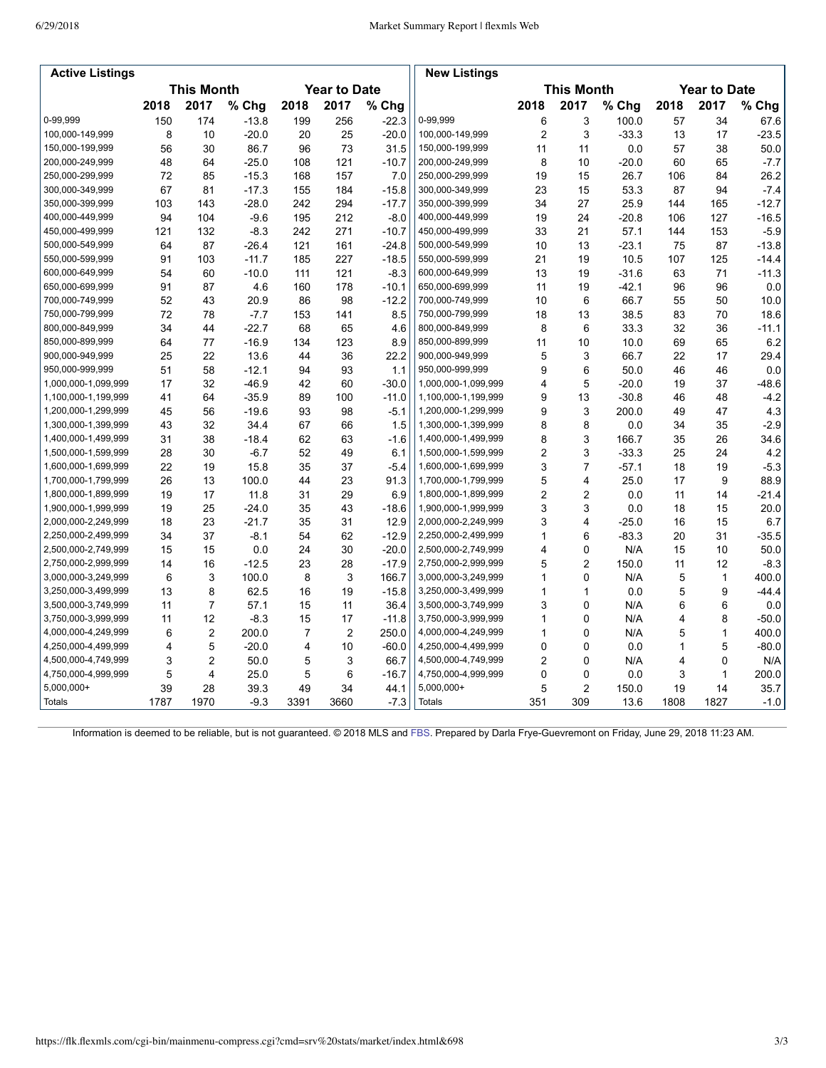## Active Listings

| | This Month | | | Year to Date | | |
|---|---|---|---|---|---|---|
| | 2018 | 2017 | % Chg | 2018 | 2017 | % Chg |
| 0-99,999 | 150 | 174 | -13.8 | 199 | 256 | -22.3 |
| 100,000-149,999 | 8 | 10 | -20.0 | 20 | 25 | -20.0 |
| 150,000-199,999 | 56 | 30 | 86.7 | 96 | 73 | 31.5 |
| 200,000-249,999 | 48 | 64 | -25.0 | 108 | 121 | -10.7 |
| 250,000-299,999 | 72 | 85 | -15.3 | 168 | 157 | 7.0 |
| 300,000-349,999 | 67 | 81 | -17.3 | 155 | 184 | -15.8 |
| 350,000-399,999 | 103 | 143 | -28.0 | 242 | 294 | -17.7 |
| 400,000-449,999 | 94 | 104 | -9.6 | 195 | 212 | -8.0 |
| 450,000-499,999 | 121 | 132 | -8.3 | 242 | 271 | -10.7 |
| 500,000-549,999 | 64 | 87 | -26.4 | 121 | 161 | -24.8 |
| 550,000-599,999 | 91 | 103 | -11.7 | 185 | 227 | -18.5 |
| 600,000-649,999 | 54 | 60 | -10.0 | 111 | 121 | -8.3 |
| 650,000-699,999 | 91 | 87 | 4.6 | 160 | 178 | -10.1 |
| 700,000-749,999 | 52 | 43 | 20.9 | 86 | 98 | -12.2 |
| 750,000-799,999 | 72 | 78 | -7.7 | 153 | 141 | 8.5 |
| 800,000-849,999 | 34 | 44 | -22.7 | 68 | 65 | 4.6 |
| 850,000-899,999 | 64 | 77 | -16.9 | 134 | 123 | 8.9 |
| 900,000-949,999 | 25 | 22 | 13.6 | 44 | 36 | 22.2 |
| 950,000-999,999 | 51 | 58 | -12.1 | 94 | 93 | 1.1 |
| 1,000,000-1,099,999 | 17 | 32 | -46.9 | 42 | 60 | -30.0 |
| 1,100,000-1,199,999 | 41 | 64 | -35.9 | 89 | 100 | -11.0 |
| 1,200,000-1,299,999 | 45 | 56 | -19.6 | 93 | 98 | -5.1 |
| 1,300,000-1,399,999 | 43 | 32 | 34.4 | 67 | 66 | 1.5 |
| 1,400,000-1,499,999 | 31 | 38 | -18.4 | 62 | 63 | -1.6 |
| 1,500,000-1,599,999 | 28 | 30 | -6.7 | 52 | 49 | 6.1 |
| 1,600,000-1,699,999 | 22 | 19 | 15.8 | 35 | 37 | -5.4 |
| 1,700,000-1,799,999 | 26 | 13 | 100.0 | 44 | 23 | 91.3 |
| 1,800,000-1,899,999 | 19 | 17 | 11.8 | 31 | 29 | 6.9 |
| 1,900,000-1,999,999 | 19 | 25 | -24.0 | 35 | 43 | -18.6 |
| 2,000,000-2,249,999 | 18 | 23 | -21.7 | 35 | 31 | 12.9 |
| 2,250,000-2,499,999 | 34 | 37 | -8.1 | 54 | 62 | -12.9 |
| 2,500,000-2,749,999 | 15 | 15 | 0.0 | 24 | 30 | -20.0 |
| 2,750,000-2,999,999 | 14 | 16 | -12.5 | 23 | 28 | -17.9 |
| 3,000,000-3,249,999 | 6 | 3 | 100.0 | 8 | 3 | 166.7 |
| 3,250,000-3,499,999 | 13 | 8 | 62.5 | 16 | 19 | -15.8 |
| 3,500,000-3,749,999 | 11 | 7 | 57.1 | 15 | 11 | 36.4 |
| 3,750,000-3,999,999 | 11 | 12 | -8.3 | 15 | 17 | -11.8 |
| 4,000,000-4,249,999 | 6 | 2 | 200.0 | 7 | 2 | 250.0 |
| 4,250,000-4,499,999 | 4 | 5 | -20.0 | 4 | 10 | -60.0 |
| 4,500,000-4,749,999 | 3 | 2 | 50.0 | 5 | 3 | 66.7 |
| 4,750,000-4,999,999 | 5 | 4 | 25.0 | 5 | 6 | -16.7 |
| 5,000,000+ | 39 | 28 | 39.3 | 49 | 34 | 44.1 |
| Totals | 1787 | 1970 | -9.3 | 3391 | 3660 | -7.3 |

## New Listings

| | This Month | | | Year to Date | | |
|---|---|---|---|---|---|---|
| | 2018 | 2017 | % Chg | 2018 | 2017 | % Chg |
| 0-99,999 | 6 | 3 | 100.0 | 57 | 34 | 67.6 |
| 100,000-149,999 | 2 | 3 | -33.3 | 13 | 17 | -23.5 |
| 150,000-199,999 | 11 | 11 | 0.0 | 57 | 38 | 50.0 |
| 200,000-249,999 | 8 | 10 | -20.0 | 60 | 65 | -7.7 |
| 250,000-299,999 | 19 | 15 | 26.7 | 106 | 84 | 26.2 |
| 300,000-349,999 | 23 | 15 | 53.3 | 87 | 94 | -7.4 |
| 350,000-399,999 | 34 | 27 | 25.9 | 144 | 165 | -12.7 |
| 400,000-449,999 | 19 | 24 | -20.8 | 106 | 127 | -16.5 |
| 450,000-499,999 | 33 | 21 | 57.1 | 144 | 153 | -5.9 |
| 500,000-549,999 | 10 | 13 | -23.1 | 75 | 87 | -13.8 |
| 550,000-599,999 | 21 | 19 | 10.5 | 107 | 125 | -14.4 |
| 600,000-649,999 | 13 | 19 | -31.6 | 63 | 71 | -11.3 |
| 650,000-699,999 | 11 | 19 | -42.1 | 96 | 96 | 0.0 |
| 700,000-749,999 | 10 | 6 | 66.7 | 55 | 50 | 10.0 |
| 750,000-799,999 | 18 | 13 | 38.5 | 83 | 70 | 18.6 |
| 800,000-849,999 | 8 | 6 | 33.3 | 32 | 36 | -11.1 |
| 850,000-899,999 | 11 | 10 | 10.0 | 69 | 65 | 6.2 |
| 900,000-949,999 | 5 | 3 | 66.7 | 22 | 17 | 29.4 |
| 950,000-999,999 | 9 | 6 | 50.0 | 46 | 46 | 0.0 |
| 1,000,000-1,099,999 | 4 | 5 | -20.0 | 19 | 37 | -48.6 |
| 1,100,000-1,199,999 | 9 | 13 | -30.8 | 46 | 48 | -4.2 |
| 1,200,000-1,299,999 | 9 | 3 | 200.0 | 49 | 47 | 4.3 |
| 1,300,000-1,399,999 | 8 | 8 | 0.0 | 34 | 35 | -2.9 |
| 1,400,000-1,499,999 | 8 | 3 | 166.7 | 35 | 26 | 34.6 |
| 1,500,000-1,599,999 | 2 | 3 | -33.3 | 25 | 24 | 4.2 |
| 1,600,000-1,699,999 | 3 | 7 | -57.1 | 18 | 19 | -5.3 |
| 1,700,000-1,799,999 | 5 | 4 | 25.0 | 17 | 9 | 88.9 |
| 1,800,000-1,899,999 | 2 | 2 | 0.0 | 11 | 14 | -21.4 |
| 1,900,000-1,999,999 | 3 | 3 | 0.0 | 18 | 15 | 20.0 |
| 2,000,000-2,249,999 | 3 | 4 | -25.0 | 16 | 15 | 6.7 |
| 2,250,000-2,499,999 | 1 | 6 | -83.3 | 20 | 31 | -35.5 |
| 2,500,000-2,749,999 | 4 | 0 | N/A | 15 | 10 | 50.0 |
| 2,750,000-2,999,999 | 5 | 2 | 150.0 | 11 | 12 | -8.3 |
| 3,000,000-3,249,999 | 1 | 0 | N/A | 5 | 1 | 400.0 |
| 3,250,000-3,499,999 | 1 | 1 | 0.0 | 5 | 9 | -44.4 |
| 3,500,000-3,749,999 | 3 | 0 | N/A | 6 | 6 | 0.0 |
| 3,750,000-3,999,999 | 1 | 0 | N/A | 4 | 8 | -50.0 |
| 4,000,000-4,249,999 | 1 | 0 | N/A | 5 | 1 | 400.0 |
| 4,250,000-4,499,999 | 0 | 0 | 0.0 | 1 | 5 | -80.0 |
| 4,500,000-4,749,999 | 2 | 0 | N/A | 4 | 0 | N/A |
| 4,750,000-4,999,999 | 0 | 0 | 0.0 | 3 | 1 | 200.0 |
| 5,000,000+ | 5 | 2 | 150.0 | 19 | 14 | 35.7 |
| Totals | 351 | 309 | 13.6 | 1808 | 1827 | -1.0 |

Information is deemed to be reliable, but is not guaranteed. © 2018 MLS and FBS. Prepared by Darla Frye-Guevremont on Friday, June 29, 2018 11:23 AM.